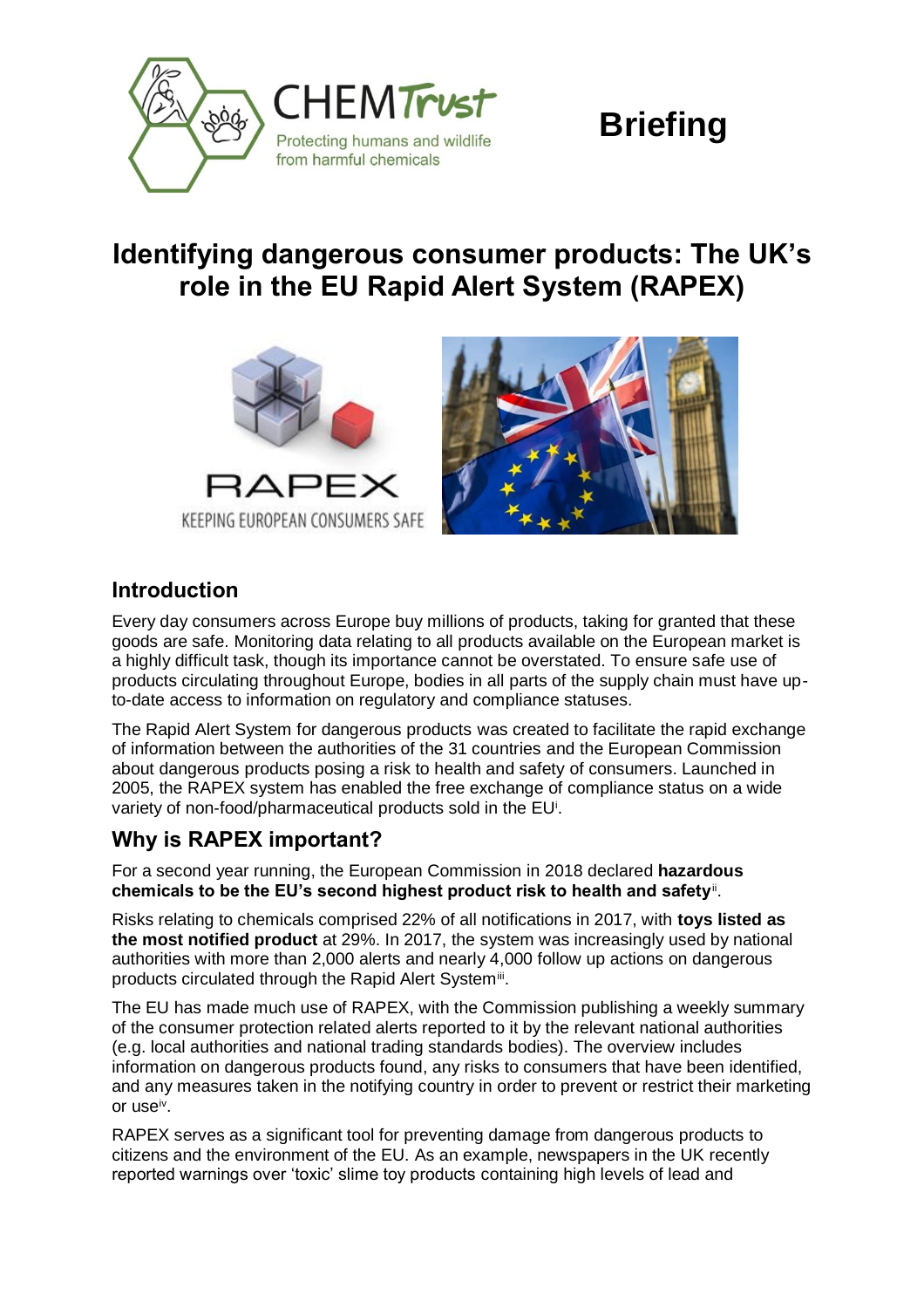# Identifying dangerous consumer products: The UK's role in the EU Rapid Alert System (RAPEX)

## Introduction

Every day consumers across Europe buy millions of products, taking for granted that these goods are safe. Monitoring data relating to all products available on the European market is a highly difficult task, though its importance cannot be overstated. To ensure safe use of products circulating throughout Europe, bodies in all parts of the supply chain must have up-to-date access to information on regulatory and compliance statuses.

The Rapid Alert System for dangerous products was created to facilitate the rapid exchange of information between the authorities of the 31 countries and the European Commission about dangerous products posing a risk to health and safety of consumers. Launched in 2005, the RAPEX system has enabled the free exchange of compliance status on a wide variety of non-food/pharmaceutical products sold in the EU[i].

## Why is RAPEX important?

For a second year running, the European Commission in 2018 declared **hazardous chemicals to be the EU's second highest product risk to health and safety**[ii].

Risks relating to chemicals comprised 22% of all notifications in 2017, with **toys listed as the most notified product** at 29%. In 2017, the system was increasingly used by national authorities with more than 2,000 alerts and nearly 4,000 follow up actions on dangerous products circulated through the Rapid Alert System[iii].

The EU has made much use of RAPEX, with the Commission publishing a weekly summary of the consumer protection related alerts reported to it by the relevant national authorities (e.g. local authorities and national trading standards bodies). The overview includes information on dangerous products found, any risks to consumers that have been identified, and any measures taken in the notifying country in order to prevent or restrict their marketing or use[iv].

RAPEX serves as a significant tool for preventing damage from dangerous products to citizens and the environment of the EU. As an example, newspapers in the UK recently reported warnings over 'toxic' slime toy products containing high levels of lead and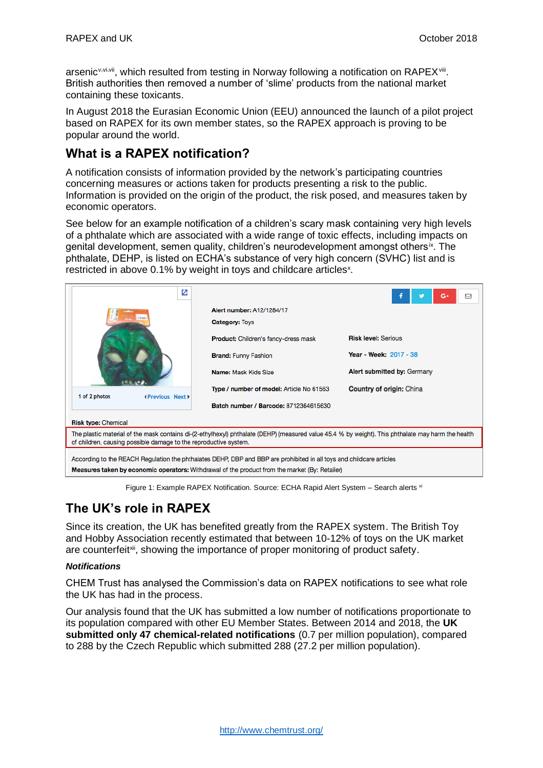arsenic[v,vi,vii], which resulted from testing in Norway following a notification on RAPEX[viii]. British authorities then removed a number of 'slime' products from the national market containing these toxicants.

In August 2018 the Eurasian Economic Union (EEU) announced the launch of a pilot project based on RAPEX for its own member states, so the RAPEX approach is proving to be popular around the world.

## What is a RAPEX notification?

A notification consists of information provided by the network's participating countries concerning measures or actions taken for products presenting a risk to the public. Information is provided on the origin of the product, the risk posed, and measures taken by economic operators.

See below for an example notification of a children's scary mask containing very high levels of a phthalate which are associated with a wide range of toxic effects, including impacts on genital development, semen quality, children's neurodevelopment amongst others[ix]. The phthalate, DEHP, is listed on ECHA's substance of very high concern (SVHC) list and is restricted in above 0.1% by weight in toys and childcare articles[x].

1 of 2 photos  Previous Next

**Alert number:** A12/1284/17

**Category:** Toys

**Product:** Children's fancy-dress mask

**Brand:** Funny Fashion

**Name:** Mask Kids Size

**Type / number of model:** Article No 61563

**Batch number / Barcode:** 8712364615630

**Risk level:** Serious

**Year - Week:** 2017 - 38

**Alert submitted by:** Germany

**Country of origin:** China

**Risk type:** Chemical

The plastic material of the mask contains di-(2-ethylhexyl) phthalate (DEHP) (measured value 45.4 % by weight). This phthalate may harm the health of children, causing possible damage to the reproductive system.

According to the REACH Regulation the phthalates DEHP, DBP and BBP are prohibited in all toys and childcare articles

**Measures taken by economic operators:** Withdrawal of the product from the market (By: Retailer)

Figure 1: Example RAPEX Notification. Source: ECHA Rapid Alert System – Search alerts [xi]

## The UK's role in RAPEX

Since its creation, the UK has benefited greatly from the RAPEX system. The British Toy and Hobby Association recently estimated that between 10-12% of toys on the UK market are counterfeit[xii], showing the importance of proper monitoring of product safety.

### *Notifications*

CHEM Trust has analysed the Commission's data on RAPEX notifications to see what role the UK has had in the process.

Our analysis found that the UK has submitted a low number of notifications proportionate to its population compared with other EU Member States. Between 2014 and 2018, the **UK submitted only 47 chemical-related notifications** (0.7 per million population), compared to 288 by the Czech Republic which submitted 288 (27.2 per million population).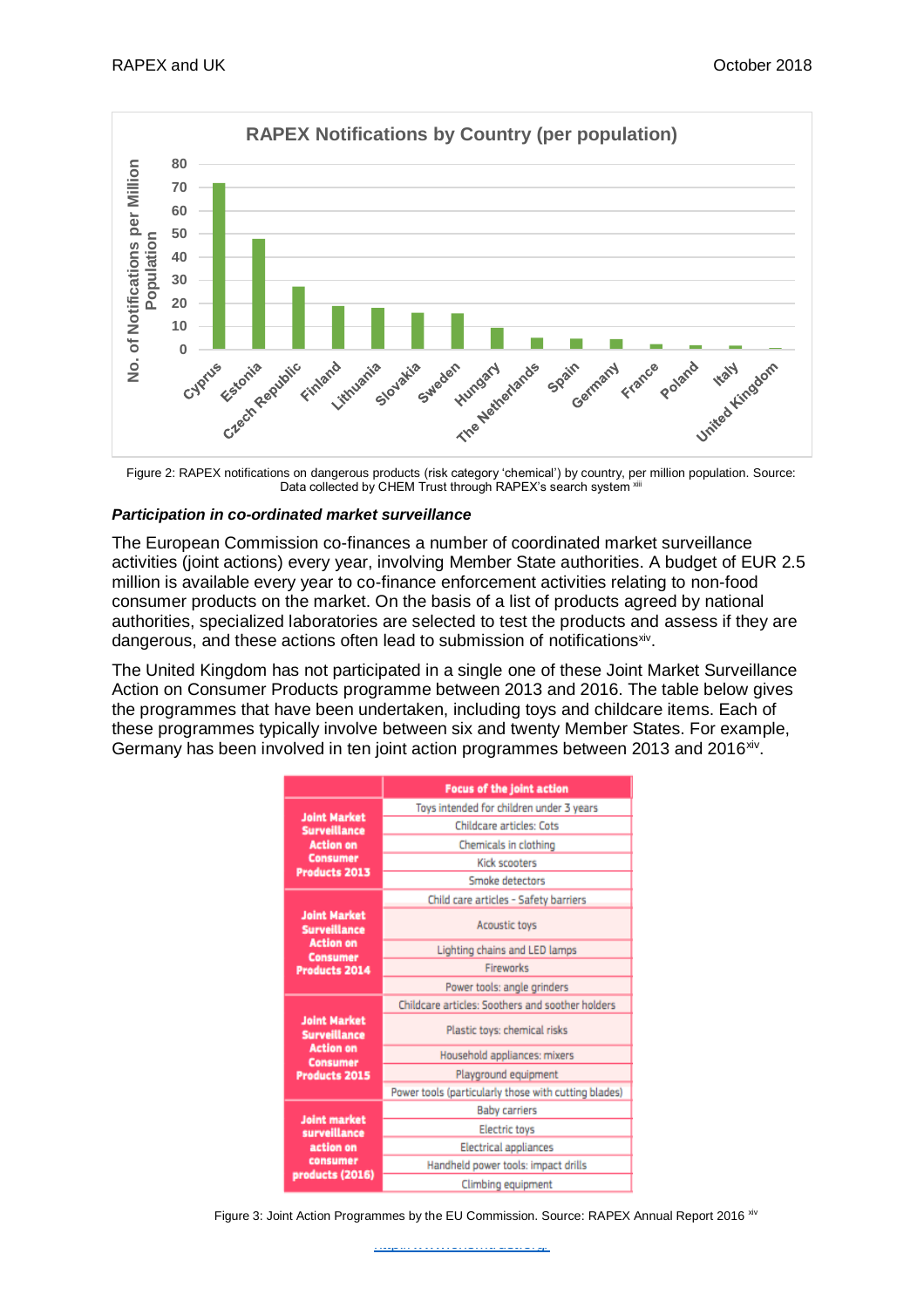Figure 2: RAPEX notifications on dangerous products (risk category 'chemical') by country, per million population. Source: Data collected by CHEM Trust through RAPEX's search system [xiii]

***Participation in co-ordinated market surveillance***

The European Commission co-finances a number of coordinated market surveillance activities (joint actions) every year, involving Member State authorities. A budget of EUR 2.5 million is available every year to co-finance enforcement activities relating to non-food consumer products on the market. On the basis of a list of products agreed by national authorities, specialized laboratories are selected to test the products and assess if they are dangerous, and these actions often lead to submission of notifications[xiv].

The United Kingdom has not participated in a single one of these Joint Market Surveillance Action on Consumer Products programme between 2013 and 2016. The table below gives the programmes that have been undertaken, including toys and childcare items. Each of these programmes typically involve between six and twenty Member States. For example, Germany has been involved in ten joint action programmes between 2013 and 2016[xiv].

| | Focus of the joint action |
|---|---|
| Joint Market Surveillance Action on Consumer Products 2013 | Toys intended for children under 3 years |
| | Childcare articles: Cots |
| | Chemicals in clothing |
| | Kick scooters |
| | Smoke detectors |
| Joint Market Surveillance Action on Consumer Products 2014 | Child care articles - Safety barriers |
| | Acoustic toys |
| | Lighting chains and LED lamps |
| | Fireworks |
| | Power tools: angle grinders |
| Joint Market Surveillance Action on Consumer Products 2015 | Childcare articles: Soothers and soother holders |
| | Plastic toys: chemical risks |
| | Household appliances: mixers |
| | Playground equipment |
| | Power tools (particularly those with cutting blades) |
| Joint market surveillance action on consumer products (2016) | Baby carriers |
| | Electric toys |
| | Electrical appliances |
| | Handheld power tools: impact drills |
| | Climbing equipment |

Figure 3: Joint Action Programmes by the EU Commission. Source: RAPEX Annual Report 2016 [xiv]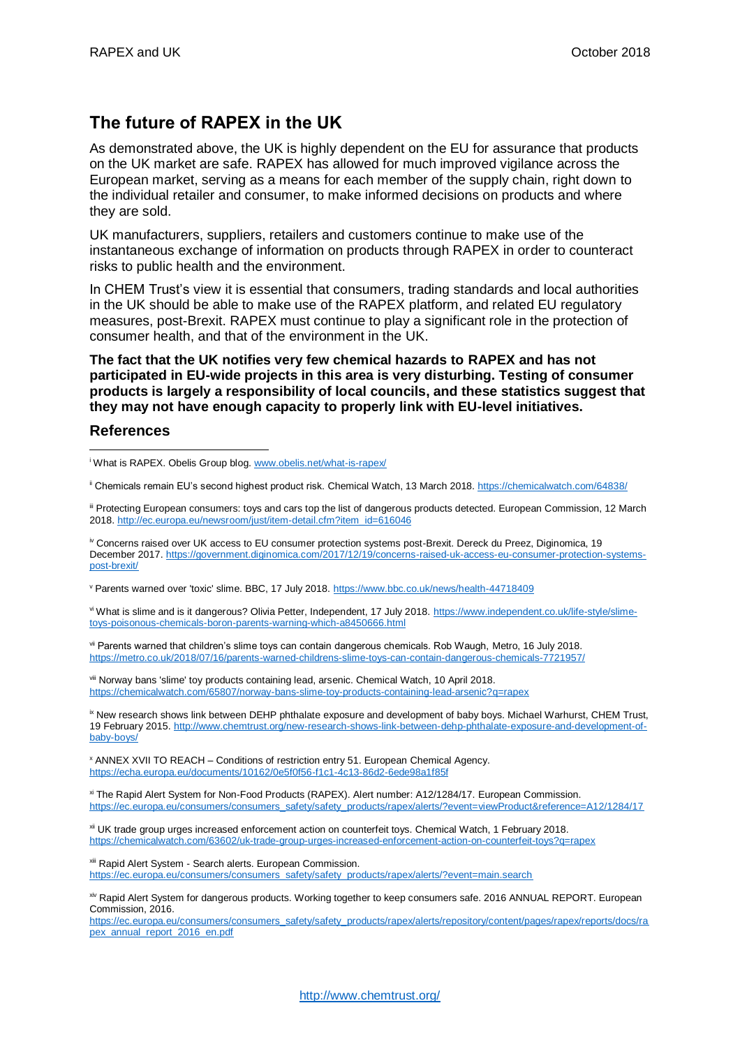## The future of RAPEX in the UK

As demonstrated above, the UK is highly dependent on the EU for assurance that products on the UK market are safe. RAPEX has allowed for much improved vigilance across the European market, serving as a means for each member of the supply chain, right down to the individual retailer and consumer, to make informed decisions on products and where they are sold.

UK manufacturers, suppliers, retailers and customers continue to make use of the instantaneous exchange of information on products through RAPEX in order to counteract risks to public health and the environment.

In CHEM Trust's view it is essential that consumers, trading standards and local authorities in the UK should be able to make use of the RAPEX platform, and related EU regulatory measures, post-Brexit. RAPEX must continue to play a significant role in the protection of consumer health, and that of the environment in the UK.

**The fact that the UK notifies very few chemical hazards to RAPEX and has not participated in EU-wide projects in this area is very disturbing. Testing of consumer products is largely a responsibility of local councils, and these statistics suggest that they may not have enough capacity to properly link with EU-level initiatives.**

### References

[i] What is RAPEX. Obelis Group blog. www.obelis.net/what-is-rapex/

[ii] Chemicals remain EU's second highest product risk. Chemical Watch, 13 March 2018. https://chemicalwatch.com/64838/

[iii] Protecting European consumers: toys and cars top the list of dangerous products detected. European Commission, 12 March 2018. http://ec.europa.eu/newsroom/just/item-detail.cfm?item_id=616046

[iv] Concerns raised over UK access to EU consumer protection systems post-Brexit. Dereck du Preez, Diginomica, 19 December 2017. https://government.diginomica.com/2017/12/19/concerns-raised-uk-access-eu-consumer-protection-systems-post-brexit/

[v] Parents warned over 'toxic' slime. BBC, 17 July 2018. https://www.bbc.co.uk/news/health-44718409

[vi] What is slime and is it dangerous? Olivia Petter, Independent, 17 July 2018. https://www.independent.co.uk/life-style/slime-toys-poisonous-chemicals-boron-parents-warning-which-a8450666.html

[vii] Parents warned that children's slime toys can contain dangerous chemicals. Rob Waugh, Metro, 16 July 2018. https://metro.co.uk/2018/07/16/parents-warned-childrens-slime-toys-can-contain-dangerous-chemicals-7721957/

[viii] Norway bans 'slime' toy products containing lead, arsenic. Chemical Watch, 10 April 2018. https://chemicalwatch.com/65807/norway-bans-slime-toy-products-containing-lead-arsenic?q=rapex

[ix] New research shows link between DEHP phthalate exposure and development of baby boys. Michael Warhurst, CHEM Trust, 19 February 2015. http://www.chemtrust.org/new-research-shows-link-between-dehp-phthalate-exposure-and-development-of-baby-boys/

[x] ANNEX XVII TO REACH – Conditions of restriction entry 51. European Chemical Agency. https://echa.europa.eu/documents/10162/0e5f0f56-f1c1-4c13-86d2-6ede98a1f85f

[xi] The Rapid Alert System for Non-Food Products (RAPEX). Alert number: A12/1284/17. European Commission. https://ec.europa.eu/consumers/consumers_safety/safety_products/rapex/alerts/?event=viewProduct&reference=A12/1284/17

[xii] UK trade group urges increased enforcement action on counterfeit toys. Chemical Watch, 1 February 2018. https://chemicalwatch.com/63602/uk-trade-group-urges-increased-enforcement-action-on-counterfeit-toys?q=rapex

[xiii] Rapid Alert System - Search alerts. European Commission. https://ec.europa.eu/consumers/consumers_safety/safety_products/rapex/alerts/?event=main.search

[xiv] Rapid Alert System for dangerous products. Working together to keep consumers safe. 2016 ANNUAL REPORT. European Commission, 2016. https://ec.europa.eu/consumers/consumers_safety/safety_products/rapex/alerts/repository/content/pages/rapex/reports/docs/rapex_annual_report_2016_en.pdf